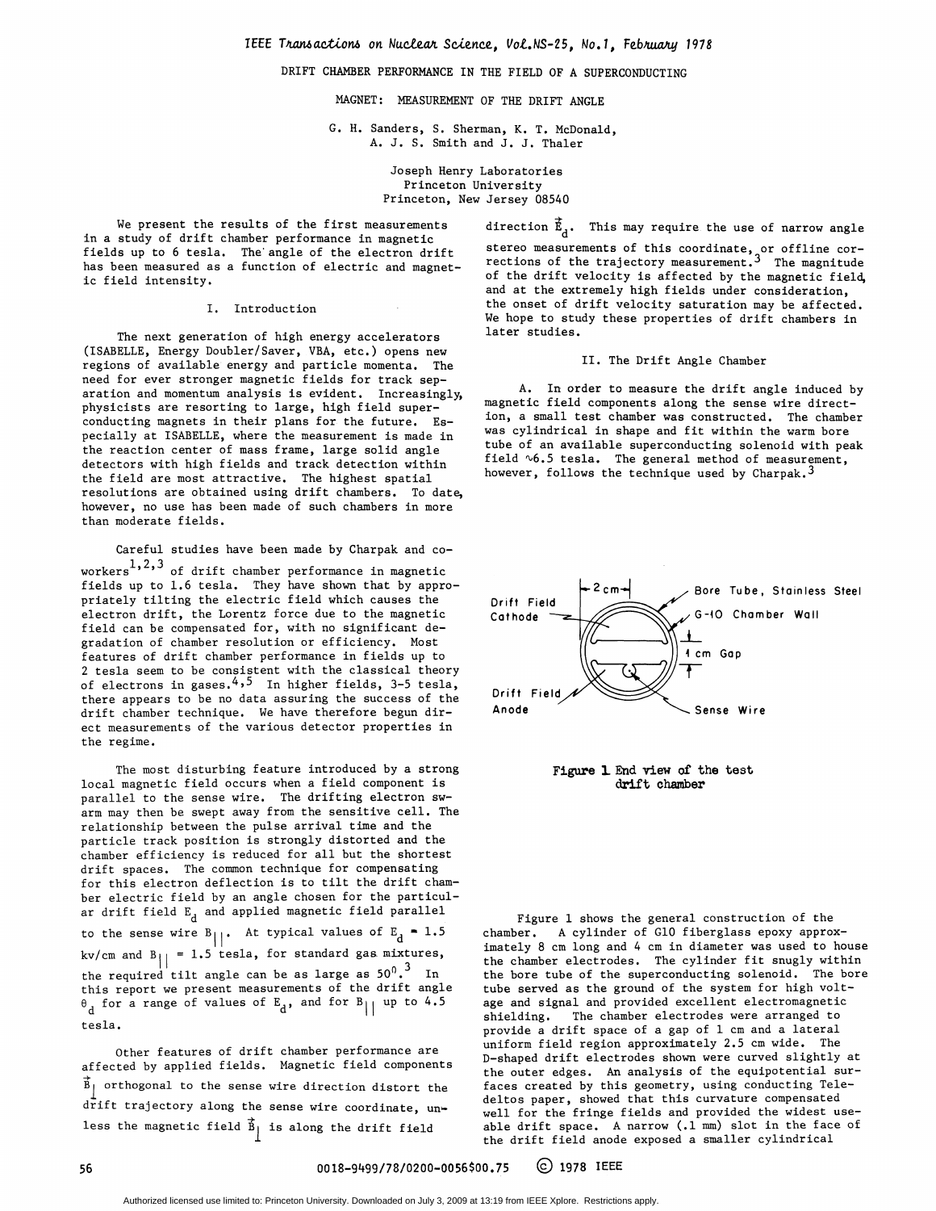# DRIFT CHAMBER PERFORMANCE IN THE FIELD OF A SUPERCONDUCTING MAGNET: MEASUREMENT OF THE DRIFT ANGLE

G. H. Sanders, S. Sherman, K. T. McDonald, A. J. S. Smith and J. J. Thaler

Joseph Henry Laboratories
Princeton University
Princeton, New Jersey 08540

We present the results of the first measurements in a study of drift chamber performance in magnetic fields up to 6 tesla. The angle of the electron drift has been measured as a function of electric and magnetic field intensity.

## I. Introduction

The next generation of high energy accelerators (ISABELLE, Energy Doubler/Saver, VBA, etc.) opens new regions of available energy and particle momenta. The need for ever stronger magnetic fields for track separation and momentum analysis is evident. Increasingly, physicists are resorting to large, high field superconducting magnets in their plans for the future. Especially at ISABELLE, where the measurement is made in the reaction center of mass frame, large solid angle detectors with high fields and track detection within the field are most attractive. The highest spatial resolutions are obtained using drift chambers. To date, however, no use has been made of such chambers in more than moderate fields.

Careful studies have been made by Charpak and coworkers[1,2,3] of drift chamber performance in magnetic fields up to 1.6 tesla. They have shown that by appropriately tilting the electric field which causes the electron drift, the Lorentz force due to the magnetic field can be compensated for, with no significant degradation of chamber resolution or efficiency. Most features of drift chamber performance in fields up to 2 tesla seem to be consistent with the classical theory of electrons in gases.[4,5] In higher fields, 3-5 tesla, there appears to be no data assuring the success of the drift chamber technique. We have therefore begun direct measurements of the various detector properties in the regime.

The most disturbing feature introduced by a strong local magnetic field occurs when a field component is parallel to the sense wire. The drifting electron swarm may then be swept away from the sensitive cell. The relationship between the pulse arrival time and the particle track position is strongly distorted and the chamber efficiency is reduced for all but the shortest drift spaces. The common technique for compensating for this electron deflection is to tilt the drift chamber electric field by an angle chosen for the particular drift field $E_d$ and applied magnetic field parallel to the sense wire $B_{||}$. At typical values of $E_d = 1.5$ kv/cm and $B_{||} = 1.5$ tesla, for standard gas mixtures, the required tilt angle can be as large as $50^0$.[3] In this report we present measurements of the drift angle $\theta_d$ for a range of values of $E_d$, and for $B_{||}$ up to 4.5 tesla.

Other features of drift chamber performance are affected by applied fields. Magnetic field components $\vec{B}_\perp$ orthogonal to the sense wire direction distort the drift trajectory along the sense wire coordinate, unless the magnetic field $\vec{B}_\perp$ is along the drift field direction $\vec{E}_d$. This may require the use of narrow angle stereo measurements of this coordinate, or offline corrections of the trajectory measurement.[3] The magnitude of the drift velocity is affected by the magnetic field, and at the extremely high fields under consideration, the onset of drift velocity saturation may be affected. We hope to study these properties of drift chambers in later studies.

## II. The Drift Angle Chamber

A. In order to measure the drift angle induced by magnetic field components along the sense wire direction, a small test chamber was constructed. The chamber was cylindrical in shape and fit within the warm bore tube of an available superconducting solenoid with peak field ~6.5 tesla. The general method of measurement, however, follows the technique used by Charpak.[3]

Figure 1 End view of the test drift chamber

Figure 1 shows the general construction of the chamber. A cylinder of G10 fiberglass epoxy approximately 8 cm long and 4 cm in diameter was used to house the chamber electrodes. The cylinder fit snugly within the bore tube of the superconducting solenoid. The bore tube served as the ground of the system for high voltage and signal and provided excellent electromagnetic shielding. The chamber electrodes were arranged to provide a drift space of a gap of 1 cm and a lateral uniform field region approximately 2.5 cm wide. The D-shaped drift electrodes shown were curved slightly at the outer edges. An analysis of the equipotential surfaces created by this geometry, using conducting Teledeltos paper, showed that this curvature compensated well for the fringe fields and provided the widest useable drift space. A narrow (.1 mm) slot in the face of the drift field anode exposed a smaller cylindrical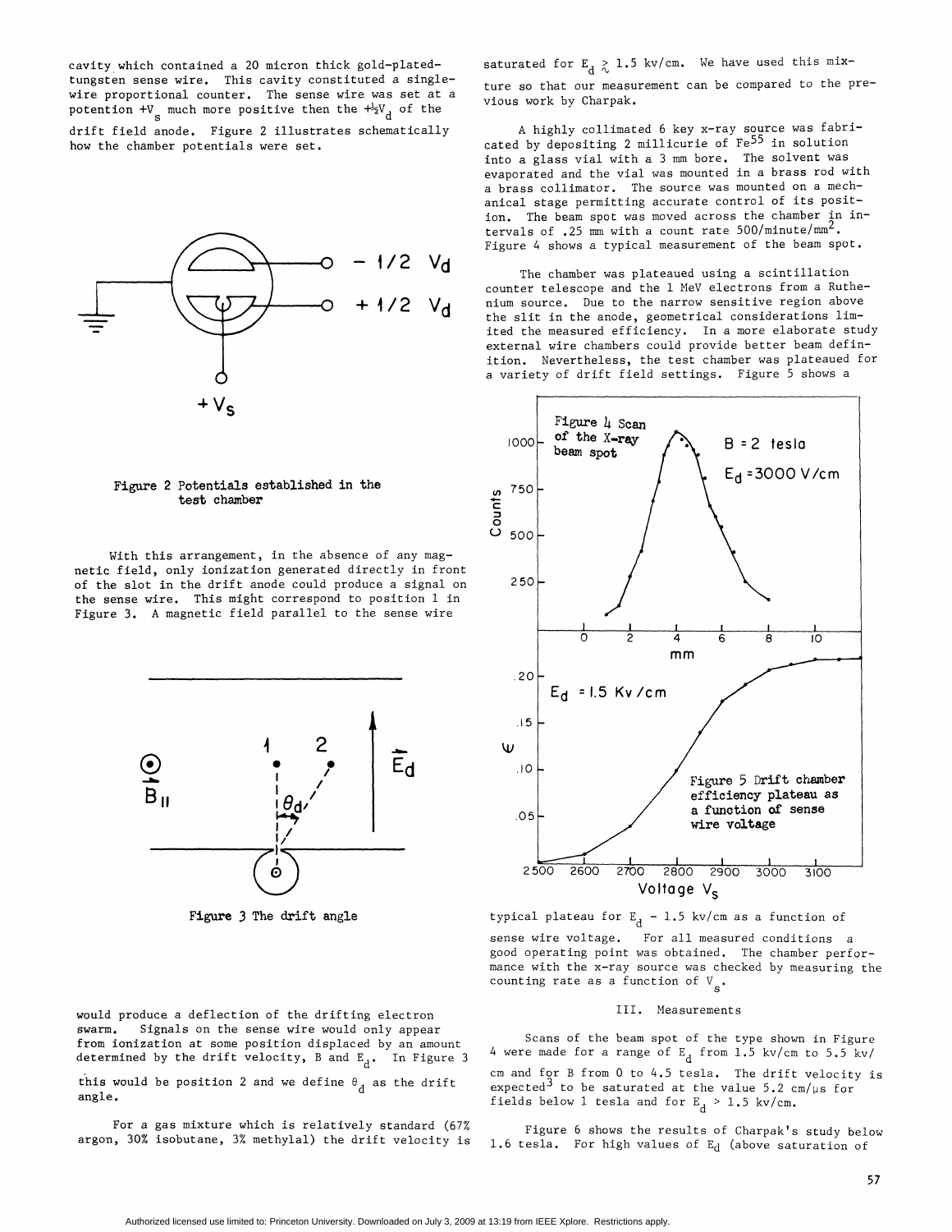cavity which contained a 20 micron thick gold-plated-tungsten sense wire. This cavity constituted a single-wire proportional counter. The sense wire was set at a potention $+V_s$ much more positive then the $+\frac{1}{2}V_d$ of the drift field anode. Figure 2 illustrates schematically how the chamber potentials were set.

Figure 2 Potentials established in the test chamber

With this arrangement, in the absence of any magnetic field, only ionization generated directly in front of the slot in the drift anode could produce a signal on the sense wire. This might correspond to position 1 in Figure 3. A magnetic field parallel to the sense wire

Figure 3 The drift angle

would produce a deflection of the drifting electron swarm. Signals on the sense wire would only appear from ionization at some position displaced by an amount determined by the drift velocity, B and $E_d$. In Figure 3 this would be position 2 and we define $\theta_d$ as the drift angle.

For a gas mixture which is relatively standard (67% argon, 30% isobutane, 3% methylal) the drift velocity is saturated for $E_d \gtrsim 1.5$ kv/cm. We have used this mixture so that our measurement can be compared to the previous work by Charpak.

A highly collimated 6 kev x-ray source was fabricated by depositing 2 millicurie of $Fe^{55}$ in solution into a glass vial with a 3 mm bore. The solvent was evaporated and the vial was mounted in a brass rod with a brass collimator. The source was mounted on a mechanical stage permitting accurate control of its position. The beam spot was moved across the chamber in intervals of .25 mm with a count rate 500/minute/mm$^2$. Figure 4 shows a typical measurement of the beam spot.

The chamber was plateaued using a scintillation counter telescope and the 1 MeV electrons from a Ruthenium source. Due to the narrow sensitive region above the slit in the anode, geometrical considerations limited the measured efficiency. In a more elaborate study external wire chambers could provide better beam definition. Nevertheless, the test chamber was plateaued for a variety of drift field settings. Figure 5 shows a typical plateau for $E_d$ - 1.5 kv/cm as a function of sense wire voltage. For all measured conditions a good operating point was obtained. The chamber performance with the x-ray source was checked by measuring the counting rate as a function of $V_s$.

Figure 4 Scan of the X-ray beam spot

Figure 5 Drift chamber efficiency plateau as a function of sense wire voltage

## III. Measurements

Scans of the beam spot of the type shown in Figure 4 were made for a range of $E_d$ from 1.5 kv/cm to 5.5 kv/cm and for B from 0 to 4.5 tesla. The drift velocity is expected[3] to be saturated at the value 5.2 cm/$\mu$s for fields below 1 tesla and for $E_d$ > 1.5 kv/cm.

Figure 6 shows the results of Charpak's study below 1.6 tesla. For high values of $E_d$ (above saturation of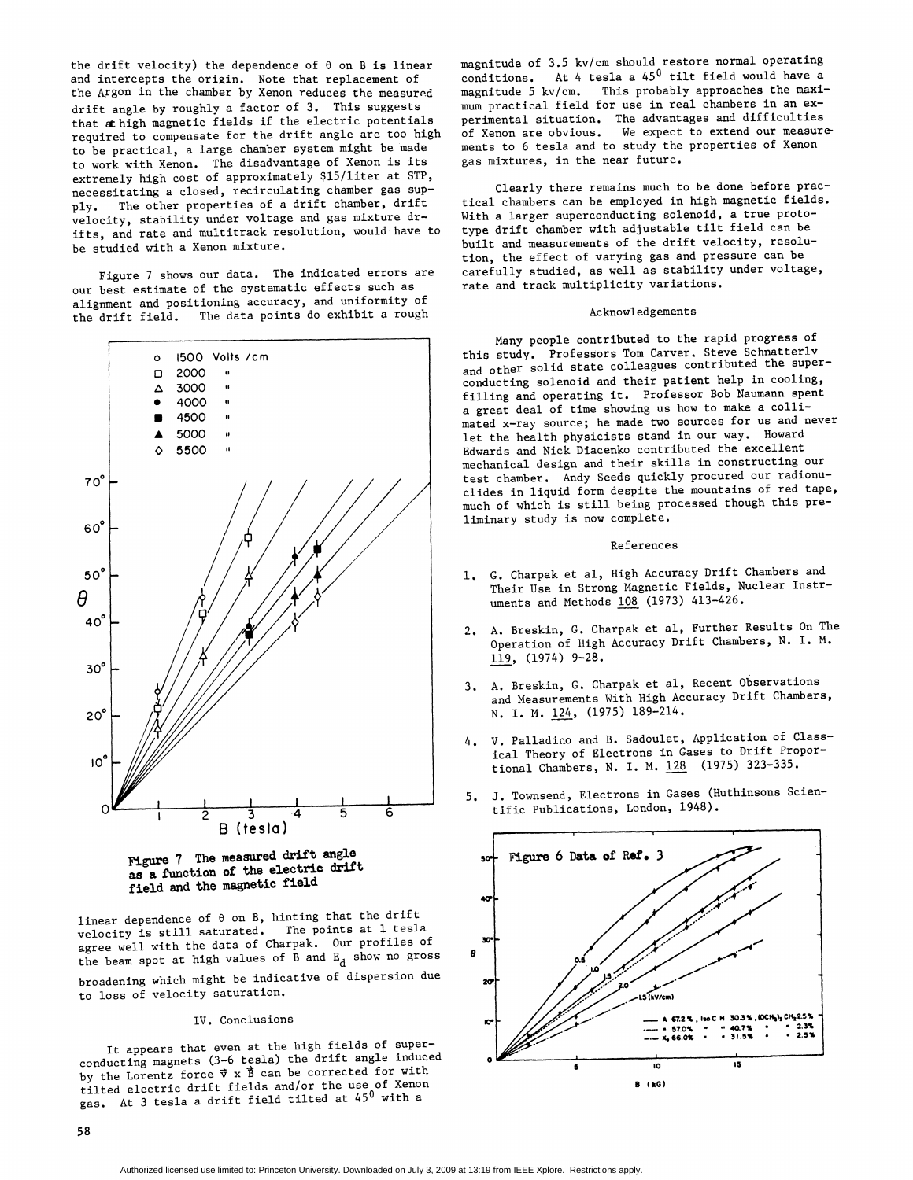the drift velocity) the dependence of θ on B is linear and intercepts the origin. Note that replacement of the Argon in the chamber by Xenon reduces the measured drift angle by roughly a factor of 3. This suggests that at high magnetic fields if the electric potentials required to compensate for the drift angle are too high to be practical, a large chamber system might be made to work with Xenon. The disadvantage of Xenon is its extremely high cost of approximately $15/liter at STP, necessitating a closed, recirculating chamber gas supply. The other properties of a drift chamber, drift velocity, stability under voltage and gas mixture drifts, and rate and multitrack resolution, would have to be studied with a Xenon mixture.

Figure 7 shows our data. The indicated errors are our best estimate of the systematic effects such as alignment and positioning accuracy, and uniformity of the drift field. The data points do exhibit a rough linear dependence of θ on B, hinting that the drift velocity is still saturated. The points at 1 tesla agree well with the data of Charpak. Our profiles of the beam spot at high values of B and $E_d$ show no gross broadening which might be indicative of dispersion due to loss of velocity saturation.

○ 1500 Volts /cm
□ 2000 "
△ 3000 "
● 4000 "
■ 4500 "
▲ 5000 "
◇ 5500 "

70°
60°
50°
θ
40°
30°
20°
10°
0
1 2 3 4 5 6
B (tesla)

Figure 7 The measured drift angle as a function of the electric drift field and the magnetic field

## IV. Conclusions

It appears that even at the high fields of superconducting magnets (3-6 tesla) the drift angle induced by the Lorentz force $\vec{v} \times \vec{B}$ can be corrected for with tilted electric drift fields and/or the use of Xenon gas. At 3 tesla a drift field tilted at 45° with a magnitude of 3.5 kv/cm should restore normal operating conditions. At 4 tesla a 45° tilt field would have a magnitude 5 kv/cm. This probably approaches the maximum practical field for use in real chambers in an experimental situation. The advantages and difficulties of Xenon are obvious. We expect to extend our measurements to 6 tesla and to study the properties of Xenon gas mixtures, in the near future.

Clearly there remains much to be done before practical chambers can be employed in high magnetic fields. With a larger superconducting solenoid, a true prototype drift chamber with adjustable tilt field can be built and measurements of the drift velocity, resolution, the effect of varying gas and pressure can be carefully studied, as well as stability under voltage, rate and track multiplicity variations.

## Acknowledgements

Many people contributed to the rapid progress of this study. Professors Tom Carver. Steve Schnatterly and other solid state colleagues contributed the superconducting solenoid and their patient help in cooling, filling and operating it. Professor Bob Naumann spent a great deal of time showing us how to make a collimated x-ray source; he made two sources for us and never let the health physicists stand in our way. Howard Edwards and Nick Diacenko contributed the excellent mechanical design and their skills in constructing our test chamber. Andy Seeds quickly procured our radionuclides in liquid form despite the mountains of red tape, much of which is still being processed though this preliminary study is now complete.

## References

1. G. Charpak et al, High Accuracy Drift Chambers and Their Use in Strong Magnetic Fields, Nuclear Instruments and Methods 108 (1973) 413-426.
2. A. Breskin, G. Charpak et al, Further Results On The Operation of High Accuracy Drift Chambers, N. I. M. 119, (1974) 9-28.
3. A. Breskin, G. Charpak et al, Recent Observations and Measurements With High Accuracy Drift Chambers, N. I. M. 124, (1975) 189-214.
4. V. Palladino and B. Sadoulet, Application of Classical Theory of Electrons in Gases to Drift Proportional Chambers, N. I. M. 128 (1975) 323-335.
5. J. Townsend, Electrons in Gases (Huthinsons Scientific Publications, London, 1948).

Figure 6 Data of Ref. 3

50°
40°
30°
θ
20°
10°
0
5 10 15
B (kG)
0.5
1.0
1.5
2.0
1.5 (kV/cm)
A 67.2 %, Iso C H 30.3 %, (OCH$_3$)$_2$CH$_2$ 2.5 %
" 57.0 % " " 40.7 % " 2.3 %
X$_e$ 66.0 % " " 31.5 % " 2.5 %